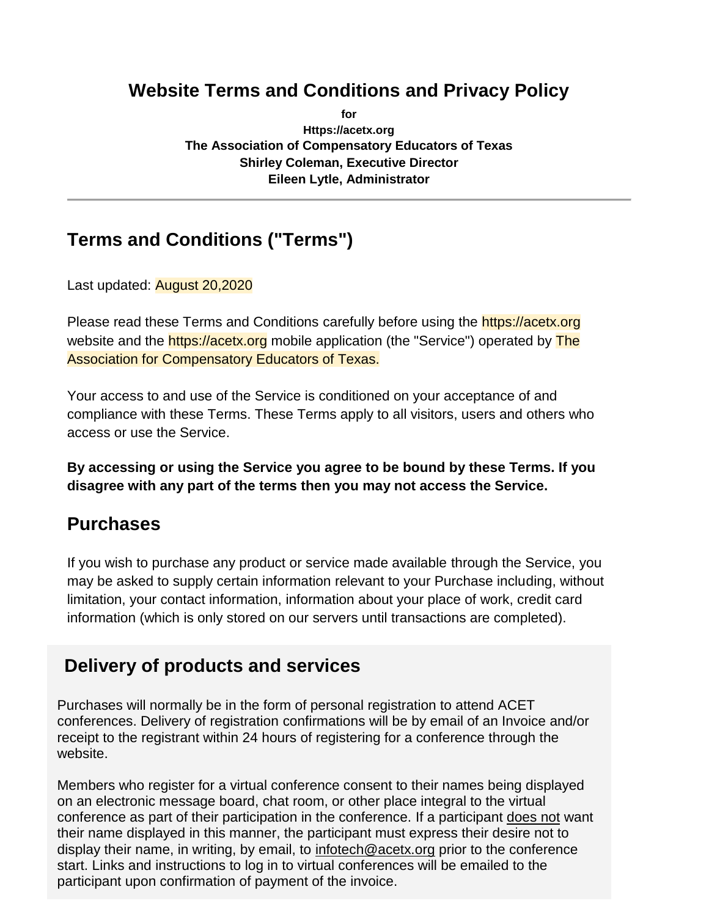# Website Terms and Conditions and Privacy Policy

**for**
**Https://acetx.org**
**The Association of Compensatory Educators of Texas**
**Shirley Coleman, Executive Director**
**Eileen Lytle, Administrator**

---

## Terms and Conditions ("Terms")

Last updated: August 20,2020

Please read these Terms and Conditions carefully before using the https://acetx.org website and the https://acetx.org mobile application (the "Service") operated by The Association for Compensatory Educators of Texas.

Your access to and use of the Service is conditioned on your acceptance of and compliance with these Terms. These Terms apply to all visitors, users and others who access or use the Service.

**By accessing or using the Service you agree to be bound by these Terms. If you disagree with any part of the terms then you may not access the Service.**

## Purchases

If you wish to purchase any product or service made available through the Service, you may be asked to supply certain information relevant to your Purchase including, without limitation, your contact information, information about your place of work, credit card information (which is only stored on our servers until transactions are completed).

## Delivery of products and services

Purchases will normally be in the form of personal registration to attend ACET conferences. Delivery of registration confirmations will be by email of an Invoice and/or receipt to the registrant within 24 hours of registering for a conference through the website.

Members who register for a virtual conference consent to their names being displayed on an electronic message board, chat room, or other place integral to the virtual conference as part of their participation in the conference. If a participant <u>does not</u> want their name displayed in this manner, the participant must express their desire not to display their name, in writing, by email, to infotech@acetx.org prior to the conference start. Links and instructions to log in to virtual conferences will be emailed to the participant upon confirmation of payment of the invoice.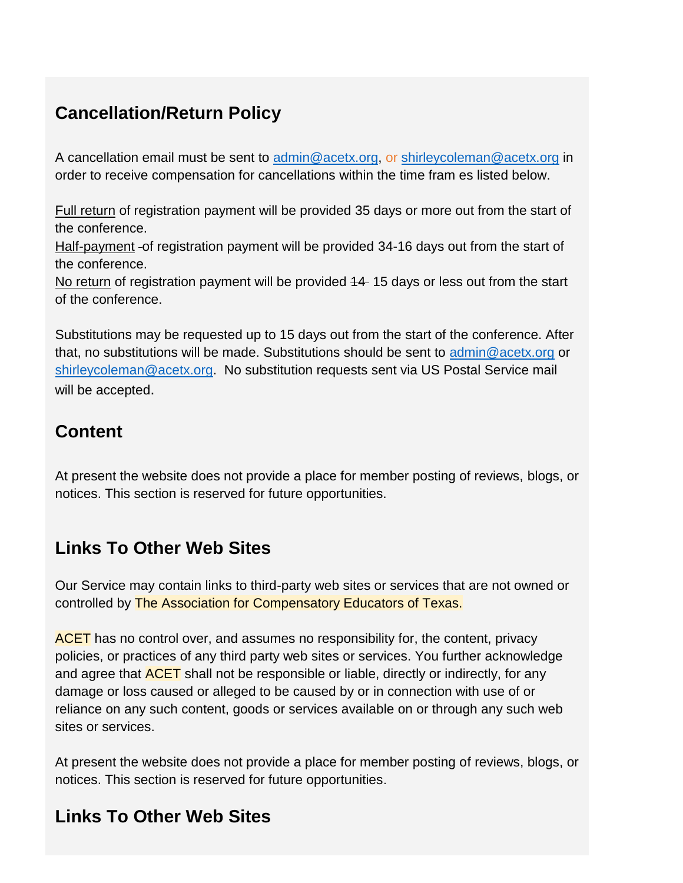## Cancellation/Return Policy

A cancellation email must be sent to admin@acetx.org, or shirleycoleman@acetx.org in order to receive compensation for cancellations within the time fram es listed below.

Full return of registration payment will be provided 35 days or more out from the start of the conference.
Half-payment of registration payment will be provided 34-16 days out from the start of the conference.
No return of registration payment will be provided ~~14~~ 15 days or less out from the start of the conference.

Substitutions may be requested up to 15 days out from the start of the conference. After that, no substitutions will be made. Substitutions should be sent to admin@acetx.org or shirleycoleman@acetx.org. No substitution requests sent via US Postal Service mail will be accepted.

## Content

At present the website does not provide a place for member posting of reviews, blogs, or notices. This section is reserved for future opportunities.

## Links To Other Web Sites

Our Service may contain links to third-party web sites or services that are not owned or controlled by The Association for Compensatory Educators of Texas.

ACET has no control over, and assumes no responsibility for, the content, privacy policies, or practices of any third party web sites or services. You further acknowledge and agree that ACET shall not be responsible or liable, directly or indirectly, for any damage or loss caused or alleged to be caused by or in connection with use of or reliance on any such content, goods or services available on or through any such web sites or services.

At present the website does not provide a place for member posting of reviews, blogs, or notices. This section is reserved for future opportunities.

## Links To Other Web Sites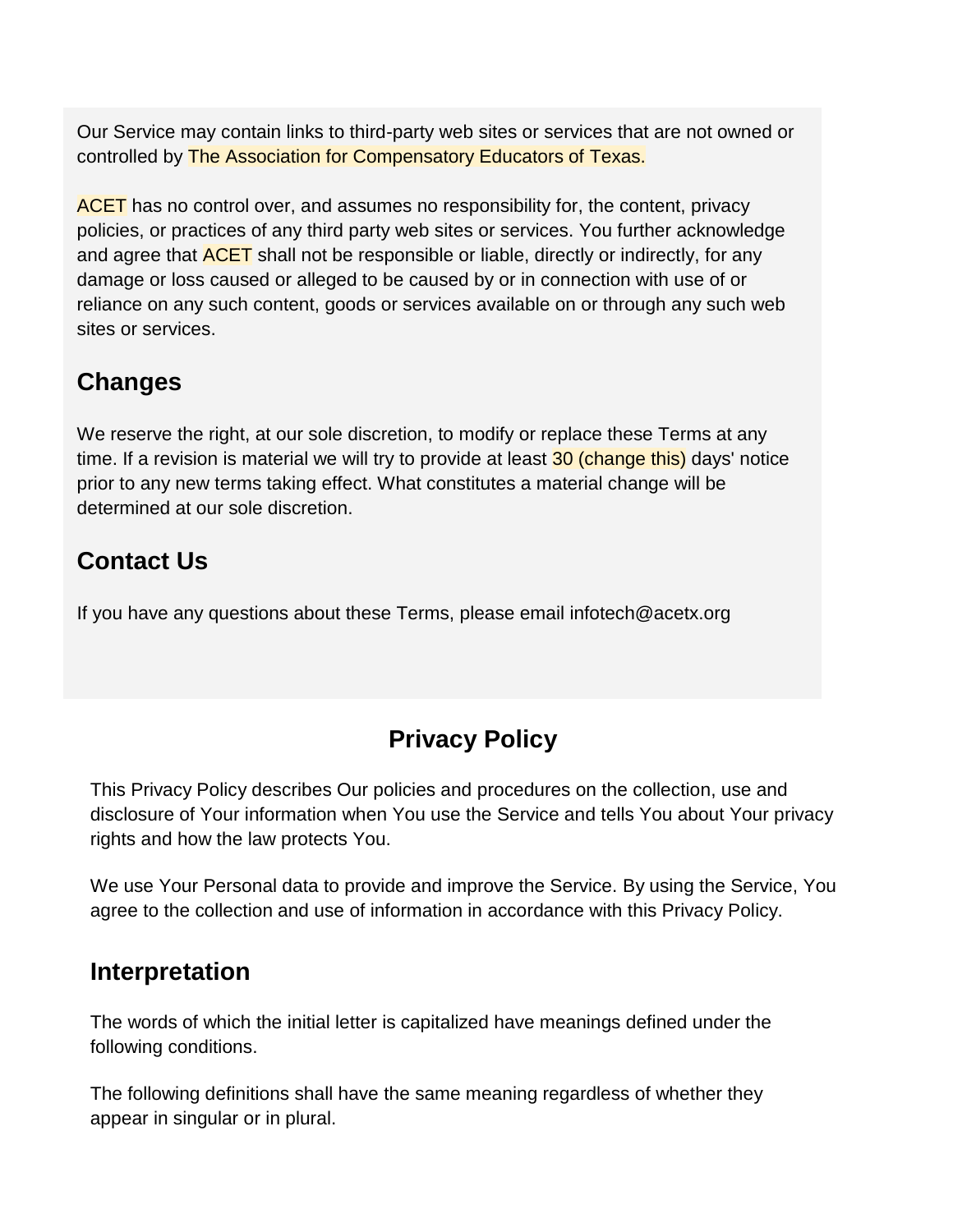Our Service may contain links to third-party web sites or services that are not owned or controlled by The Association for Compensatory Educators of Texas.

ACET has no control over, and assumes no responsibility for, the content, privacy policies, or practices of any third party web sites or services. You further acknowledge and agree that ACET shall not be responsible or liable, directly or indirectly, for any damage or loss caused or alleged to be caused by or in connection with use of or reliance on any such content, goods or services available on or through any such web sites or services.

## Changes

We reserve the right, at our sole discretion, to modify or replace these Terms at any time. If a revision is material we will try to provide at least 30 (change this) days' notice prior to any new terms taking effect. What constitutes a material change will be determined at our sole discretion.

## Contact Us

If you have any questions about these Terms, please email infotech@acetx.org

# Privacy Policy

This Privacy Policy describes Our policies and procedures on the collection, use and disclosure of Your information when You use the Service and tells You about Your privacy rights and how the law protects You.

We use Your Personal data to provide and improve the Service. By using the Service, You agree to the collection and use of information in accordance with this Privacy Policy.

## Interpretation

The words of which the initial letter is capitalized have meanings defined under the following conditions.

The following definitions shall have the same meaning regardless of whether they appear in singular or in plural.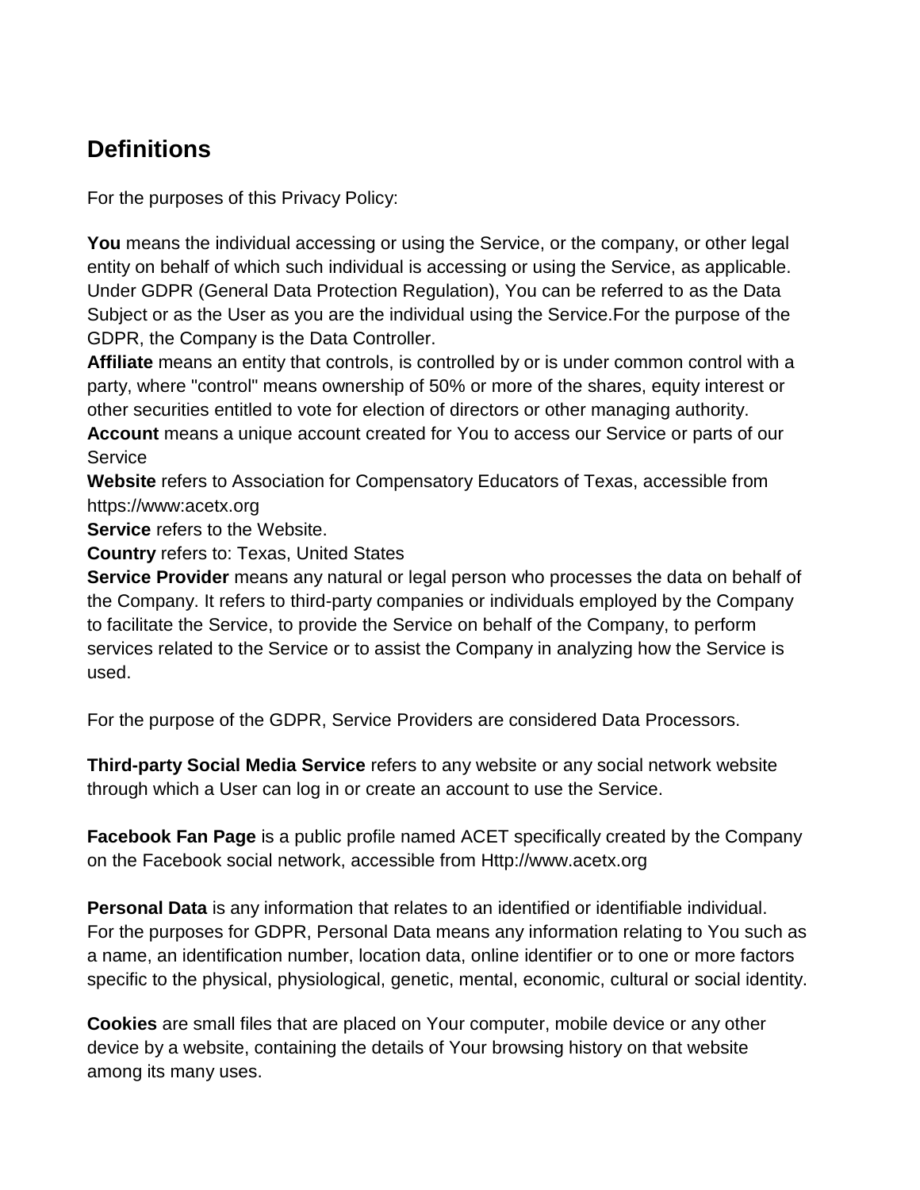## Definitions

For the purposes of this Privacy Policy:

**You** means the individual accessing or using the Service, or the company, or other legal entity on behalf of which such individual is accessing or using the Service, as applicable. Under GDPR (General Data Protection Regulation), You can be referred to as the Data Subject or as the User as you are the individual using the Service.For the purpose of the GDPR, the Company is the Data Controller.
**Affiliate** means an entity that controls, is controlled by or is under common control with a party, where "control" means ownership of 50% or more of the shares, equity interest or other securities entitled to vote for election of directors or other managing authority.
**Account** means a unique account created for You to access our Service or parts of our Service
**Website** refers to Association for Compensatory Educators of Texas, accessible from https://www:acetx.org
**Service** refers to the Website.
**Country** refers to: Texas, United States
**Service Provider** means any natural or legal person who processes the data on behalf of the Company. It refers to third-party companies or individuals employed by the Company to facilitate the Service, to provide the Service on behalf of the Company, to perform services related to the Service or to assist the Company in analyzing how the Service is used.

For the purpose of the GDPR, Service Providers are considered Data Processors.

**Third-party Social Media Service** refers to any website or any social network website through which a User can log in or create an account to use the Service.

**Facebook Fan Page** is a public profile named ACET specifically created by the Company on the Facebook social network, accessible from Http://www.acetx.org

**Personal Data** is any information that relates to an identified or identifiable individual. For the purposes for GDPR, Personal Data means any information relating to You such as a name, an identification number, location data, online identifier or to one or more factors specific to the physical, physiological, genetic, mental, economic, cultural or social identity.

**Cookies** are small files that are placed on Your computer, mobile device or any other device by a website, containing the details of Your browsing history on that website among its many uses.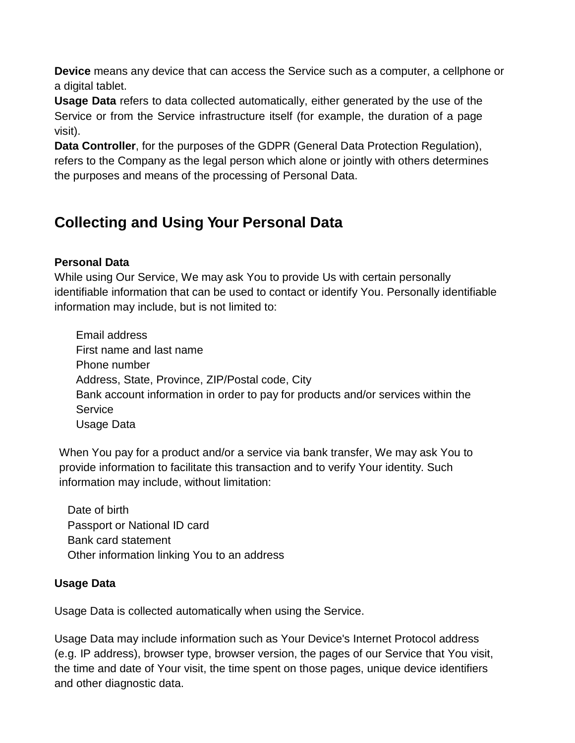**Device** means any device that can access the Service such as a computer, a cellphone or a digital tablet.

**Usage Data** refers to data collected automatically, either generated by the use of the Service or from the Service infrastructure itself (for example, the duration of a page visit).

**Data Controller**, for the purposes of the GDPR (General Data Protection Regulation), refers to the Company as the legal person which alone or jointly with others determines the purposes and means of the processing of Personal Data.

## Collecting and Using Your Personal Data

### Personal Data

While using Our Service, We may ask You to provide Us with certain personally identifiable information that can be used to contact or identify You. Personally identifiable information may include, but is not limited to:

- Email address
- First name and last name
- Phone number
- Address, State, Province, ZIP/Postal code, City
- Bank account information in order to pay for products and/or services within the Service
- Usage Data

When You pay for a product and/or a service via bank transfer, We may ask You to provide information to facilitate this transaction and to verify Your identity. Such information may include, without limitation:

- Date of birth
- Passport or National ID card
- Bank card statement
- Other information linking You to an address

### Usage Data

Usage Data is collected automatically when using the Service.

Usage Data may include information such as Your Device's Internet Protocol address (e.g. IP address), browser type, browser version, the pages of our Service that You visit, the time and date of Your visit, the time spent on those pages, unique device identifiers and other diagnostic data.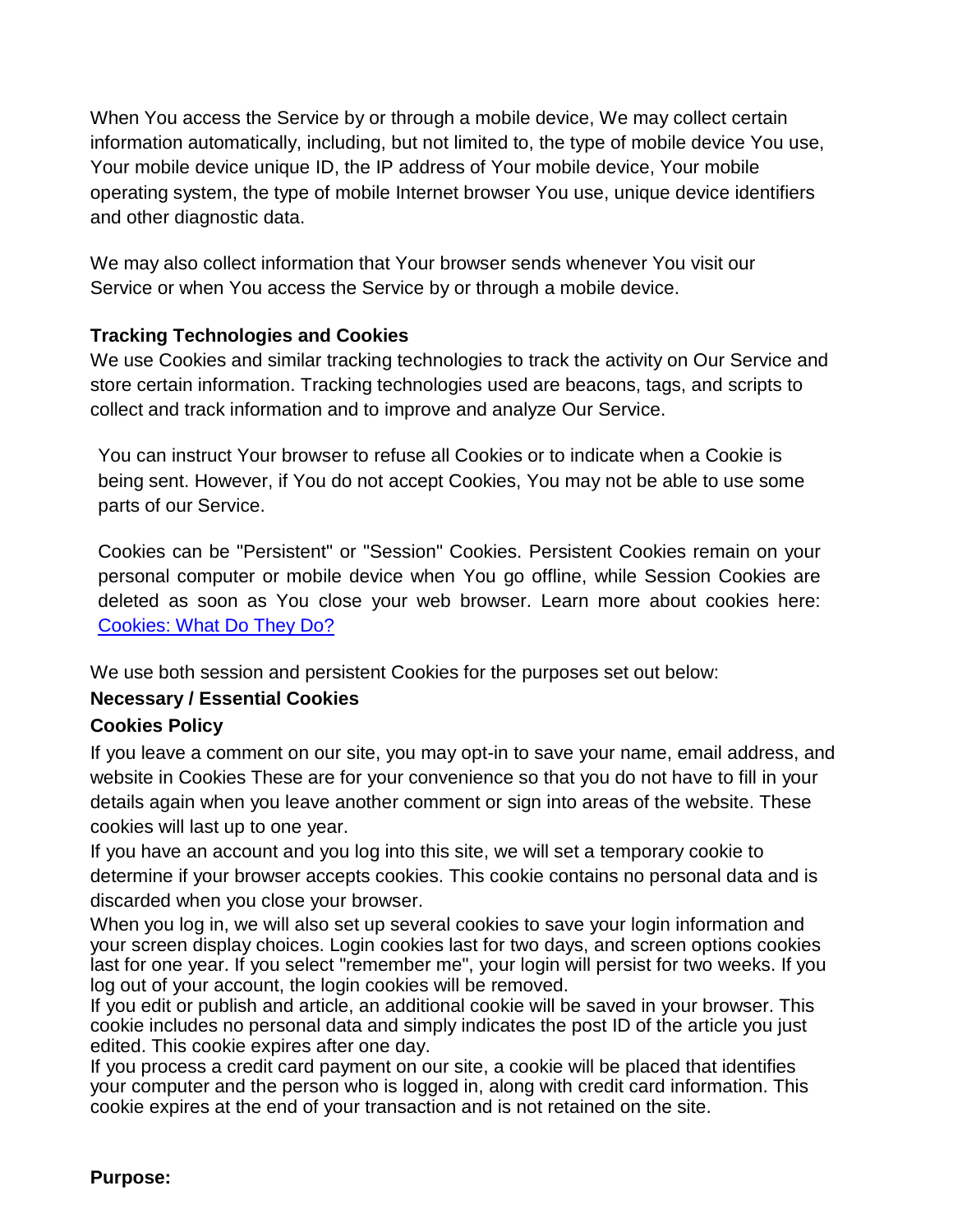When You access the Service by or through a mobile device, We may collect certain information automatically, including, but not limited to, the type of mobile device You use, Your mobile device unique ID, the IP address of Your mobile device, Your mobile operating system, the type of mobile Internet browser You use, unique device identifiers and other diagnostic data.

We may also collect information that Your browser sends whenever You visit our Service or when You access the Service by or through a mobile device.

**Tracking Technologies and Cookies**

We use Cookies and similar tracking technologies to track the activity on Our Service and store certain information. Tracking technologies used are beacons, tags, and scripts to collect and track information and to improve and analyze Our Service.

You can instruct Your browser to refuse all Cookies or to indicate when a Cookie is being sent. However, if You do not accept Cookies, You may not be able to use some parts of our Service.

Cookies can be "Persistent" or "Session" Cookies. Persistent Cookies remain on your personal computer or mobile device when You go offline, while Session Cookies are deleted as soon as You close your web browser. Learn more about cookies here: [Cookies: What Do They Do?]

We use both session and persistent Cookies for the purposes set out below:

**Necessary / Essential Cookies**

**Cookies Policy**

If you leave a comment on our site, you may opt-in to save your name, email address, and website in Cookies These are for your convenience so that you do not have to fill in your details again when you leave another comment or sign into areas of the website. These cookies will last up to one year.

If you have an account and you log into this site, we will set a temporary cookie to determine if your browser accepts cookies. This cookie contains no personal data and is discarded when you close your browser.

When you log in, we will also set up several cookies to save your login information and your screen display choices. Login cookies last for two days, and screen options cookies last for one year. If you select "remember me", your login will persist for two weeks. If you log out of your account, the login cookies will be removed.

If you edit or publish and article, an additional cookie will be saved in your browser. This cookie includes no personal data and simply indicates the post ID of the article you just edited. This cookie expires after one day.

If you process a credit card payment on our site, a cookie will be placed that identifies your computer and the person who is logged in, along with credit card information. This cookie expires at the end of your transaction and is not retained on the site.

**Purpose:**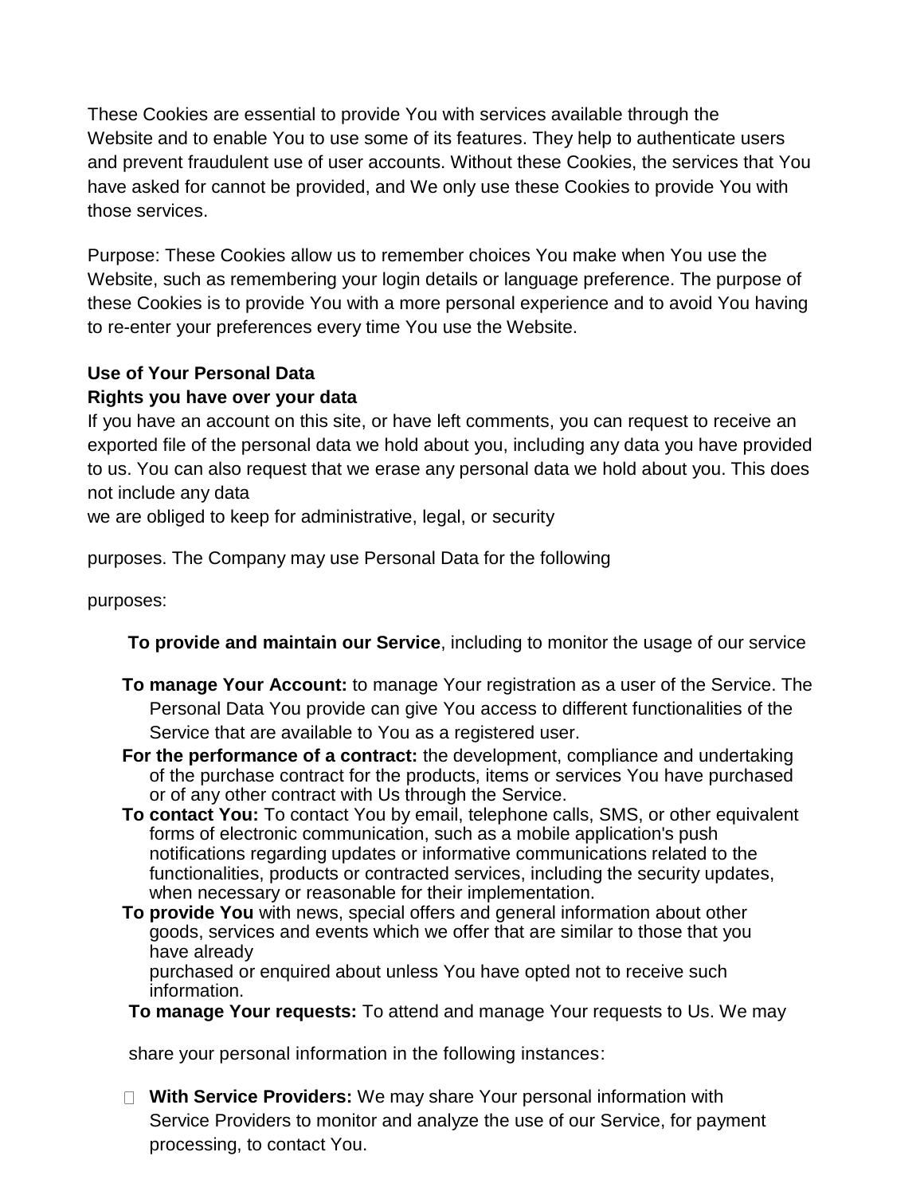These Cookies are essential to provide You with services available through the Website and to enable You to use some of its features. They help to authenticate users and prevent fraudulent use of user accounts. Without these Cookies, the services that You have asked for cannot be provided, and We only use these Cookies to provide You with those services.

Purpose: These Cookies allow us to remember choices You make when You use the Website, such as remembering your login details or language preference. The purpose of these Cookies is to provide You with a more personal experience and to avoid You having to re-enter your preferences every time You use the Website.

**Use of Your Personal Data**

**Rights you have over your data**

If you have an account on this site, or have left comments, you can request to receive an exported file of the personal data we hold about you, including any data you have provided to us. You can also request that we erase any personal data we hold about you. This does not include any data we are obliged to keep for administrative, legal, or security purposes. The Company may use Personal Data for the following purposes:

- **To provide and maintain our Service**, including to monitor the usage of our service
- **To manage Your Account:** to manage Your registration as a user of the Service. The Personal Data You provide can give You access to different functionalities of the Service that are available to You as a registered user.
- **For the performance of a contract:** the development, compliance and undertaking of the purchase contract for the products, items or services You have purchased or of any other contract with Us through the Service.
- **To contact You:** To contact You by email, telephone calls, SMS, or other equivalent forms of electronic communication, such as a mobile application's push notifications regarding updates or informative communications related to the functionalities, products or contracted services, including the security updates, when necessary or reasonable for their implementation.
- **To provide You** with news, special offers and general information about other goods, services and events which we offer that are similar to those that you have already purchased or enquired about unless You have opted not to receive such information.
- **To manage Your requests:** To attend and manage Your requests to Us. We may share your personal information in the following instances:

- **With Service Providers:** We may share Your personal information with Service Providers to monitor and analyze the use of our Service, for payment processing, to contact You.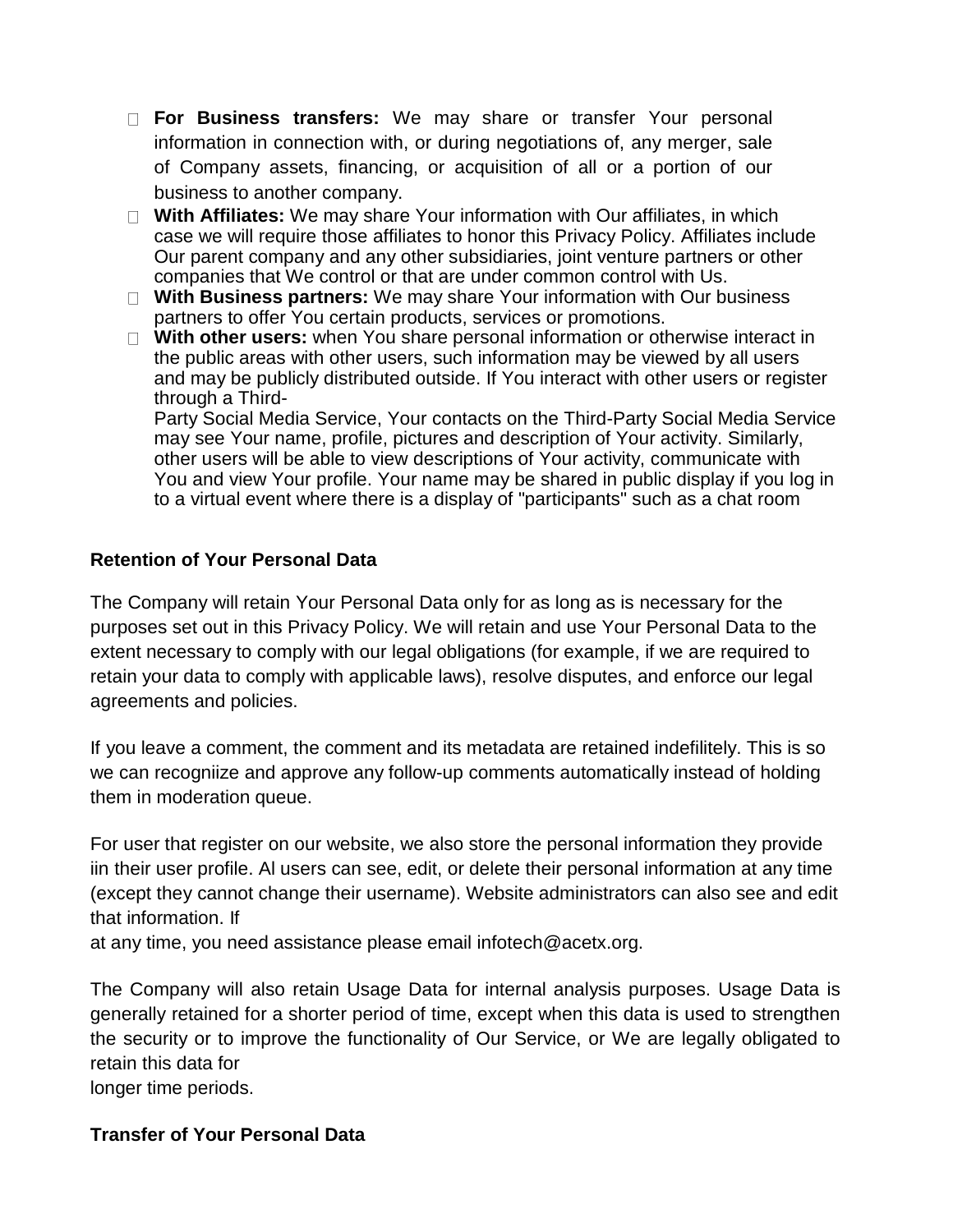- **For Business transfers:** We may share or transfer Your personal information in connection with, or during negotiations of, any merger, sale of Company assets, financing, or acquisition of all or a portion of our business to another company.
- **With Affiliates:** We may share Your information with Our affiliates, in which case we will require those affiliates to honor this Privacy Policy. Affiliates include Our parent company and any other subsidiaries, joint venture partners or other companies that We control or that are under common control with Us.
- **With Business partners:** We may share Your information with Our business partners to offer You certain products, services or promotions.
- **With other users:** when You share personal information or otherwise interact in the public areas with other users, such information may be viewed by all users and may be publicly distributed outside. If You interact with other users or register through a Third-Party Social Media Service, Your contacts on the Third-Party Social Media Service may see Your name, profile, pictures and description of Your activity. Similarly, other users will be able to view descriptions of Your activity, communicate with You and view Your profile. Your name may be shared in public display if you log in to a virtual event where there is a display of "participants" such as a chat room

**Retention of Your Personal Data**

The Company will retain Your Personal Data only for as long as is necessary for the purposes set out in this Privacy Policy. We will retain and use Your Personal Data to the extent necessary to comply with our legal obligations (for example, if we are required to retain your data to comply with applicable laws), resolve disputes, and enforce our legal agreements and policies.

If you leave a comment, the comment and its metadata are retained indefilitely. This is so we can recogniize and approve any follow-up comments automatically instead of holding them in moderation queue.

For user that register on our website, we also store the personal information they provide iin their user profile. Al users can see, edit, or delete their personal information at any time (except they cannot change their username). Website administrators can also see and edit that information. If at any time, you need assistance please email infotech@acetx.org.

The Company will also retain Usage Data for internal analysis purposes. Usage Data is generally retained for a shorter period of time, except when this data is used to strengthen the security or to improve the functionality of Our Service, or We are legally obligated to retain this data for longer time periods.

**Transfer of Your Personal Data**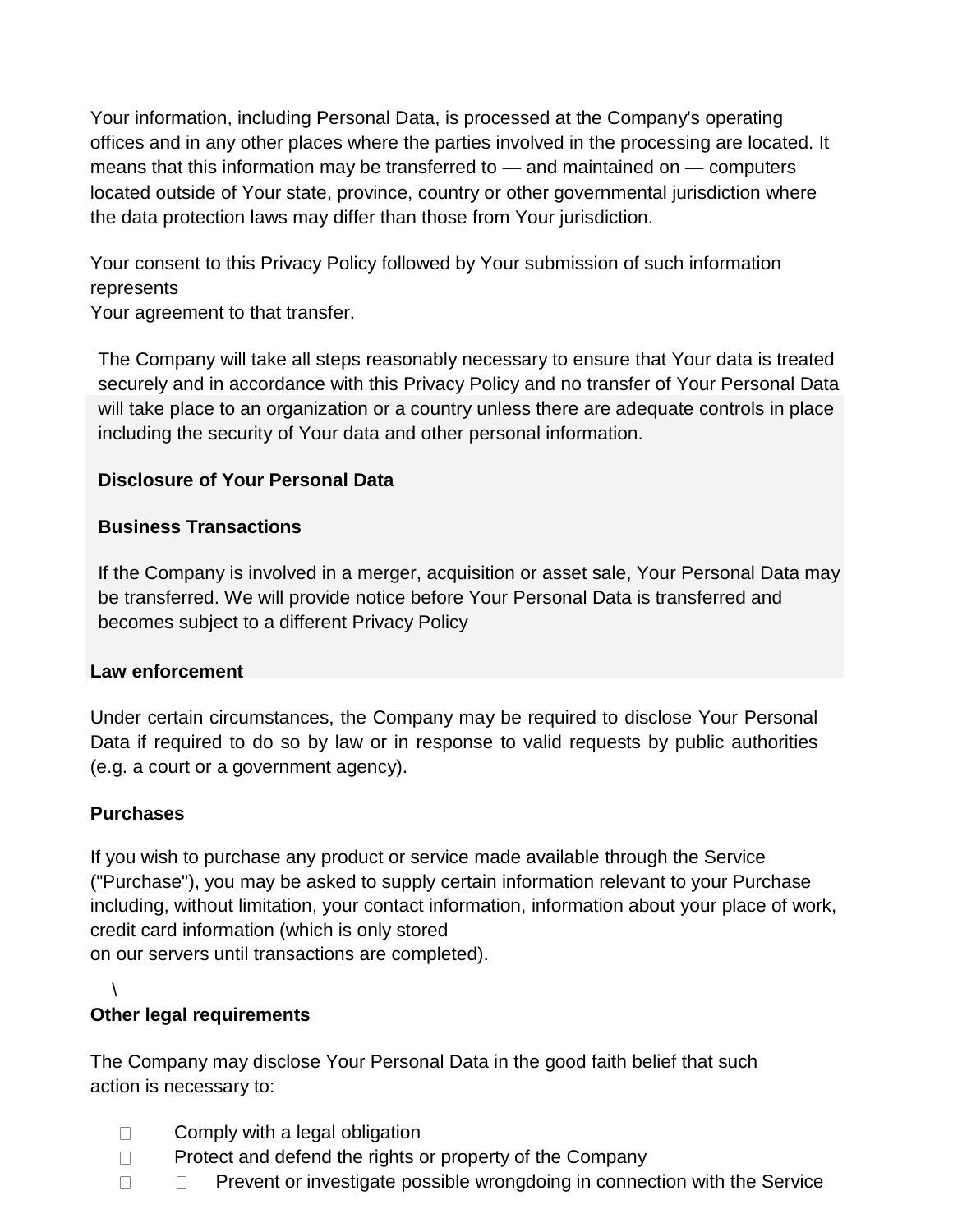Your information, including Personal Data, is processed at the Company's operating offices and in any other places where the parties involved in the processing are located. It means that this information may be transferred to — and maintained on — computers located outside of Your state, province, country or other governmental jurisdiction where the data protection laws may differ than those from Your jurisdiction.

Your consent to this Privacy Policy followed by Your submission of such information represents
Your agreement to that transfer.

The Company will take all steps reasonably necessary to ensure that Your data is treated securely and in accordance with this Privacy Policy and no transfer of Your Personal Data will take place to an organization or a country unless there are adequate controls in place including the security of Your data and other personal information.

**Disclosure of Your Personal Data**

**Business Transactions**

If the Company is involved in a merger, acquisition or asset sale, Your Personal Data may be transferred. We will provide notice before Your Personal Data is transferred and becomes subject to a different Privacy Policy

**Law enforcement**

Under certain circumstances, the Company may be required to disclose Your Personal Data if required to do so by law or in response to valid requests by public authorities (e.g. a court or a government agency).

**Purchases**

If you wish to purchase any product or service made available through the Service ("Purchase"), you may be asked to supply certain information relevant to your Purchase including, without limitation, your contact information, information about your place of work, credit card information (which is only stored
on our servers until transactions are completed).

\

**Other legal requirements**

The Company may disclose Your Personal Data in the good faith belief that such action is necessary to:

- Comply with a legal obligation
- Protect and defend the rights or property of the Company
- Prevent or investigate possible wrongdoing in connection with the Service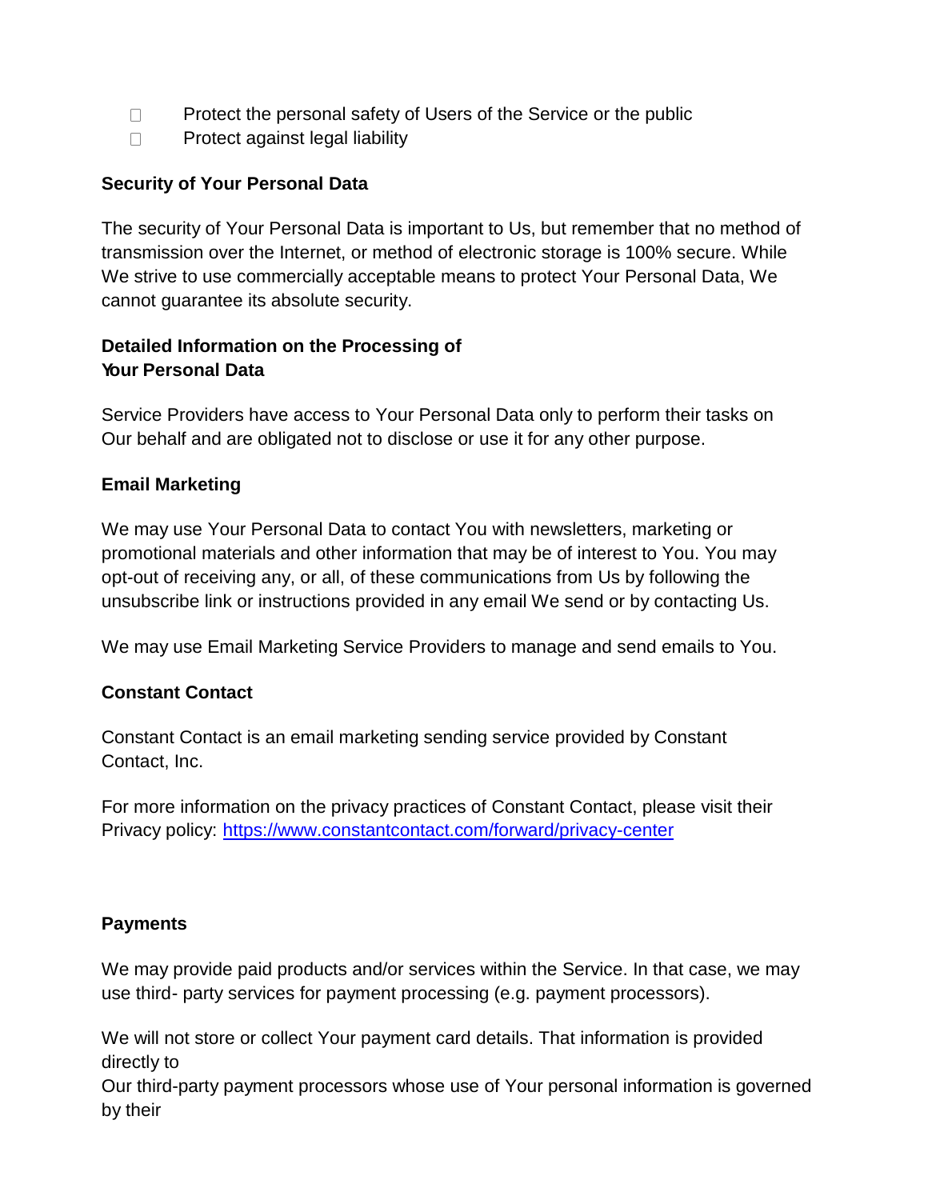- Protect the personal safety of Users of the Service or the public
- Protect against legal liability

**Security of Your Personal Data**

The security of Your Personal Data is important to Us, but remember that no method of transmission over the Internet, or method of electronic storage is 100% secure. While We strive to use commercially acceptable means to protect Your Personal Data, We cannot guarantee its absolute security.

**Detailed Information on the Processing of Your Personal Data**

Service Providers have access to Your Personal Data only to perform their tasks on Our behalf and are obligated not to disclose or use it for any other purpose.

**Email Marketing**

We may use Your Personal Data to contact You with newsletters, marketing or promotional materials and other information that may be of interest to You. You may opt-out of receiving any, or all, of these communications from Us by following the unsubscribe link or instructions provided in any email We send or by contacting Us.

We may use Email Marketing Service Providers to manage and send emails to You.

**Constant Contact**

Constant Contact is an email marketing sending service provided by Constant Contact, Inc.

For more information on the privacy practices of Constant Contact, please visit their Privacy policy: [https://www.constantcontact.com/forward/privacy-center](https://www.constantcontact.com/forward/privacy-center)

**Payments**

We may provide paid products and/or services within the Service. In that case, we may use third- party services for payment processing (e.g. payment processors).

We will not store or collect Your payment card details. That information is provided directly to
Our third-party payment processors whose use of Your personal information is governed by their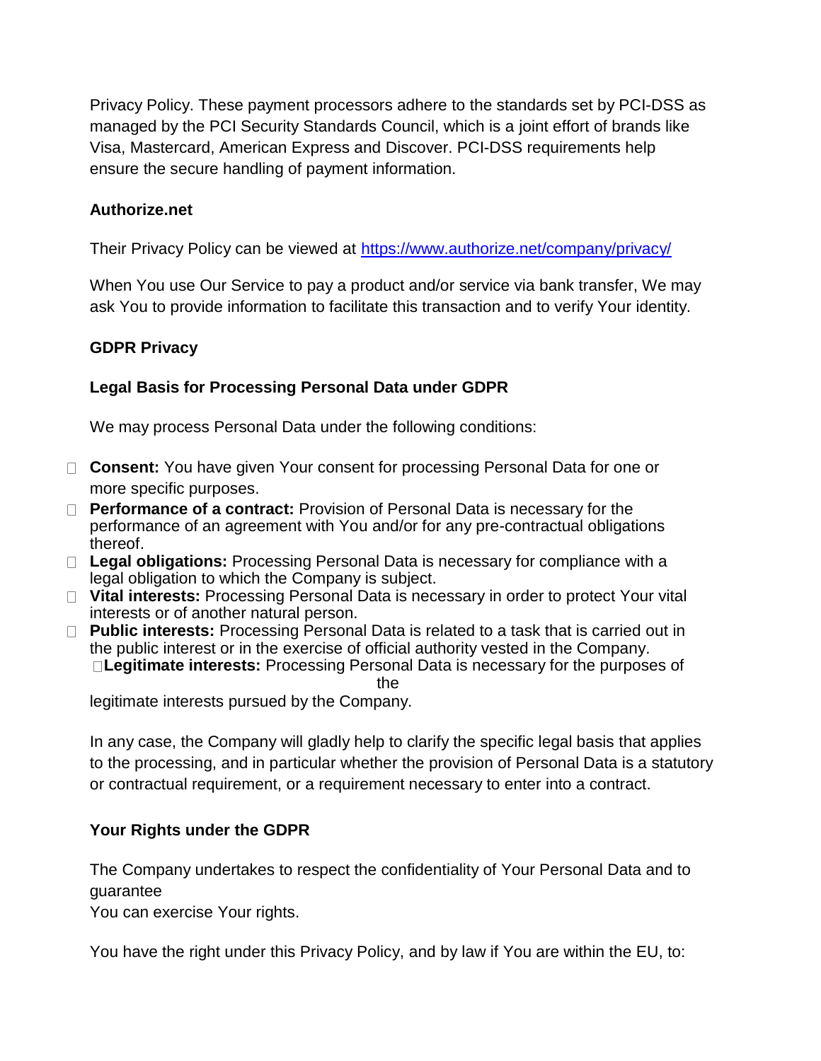Privacy Policy. These payment processors adhere to the standards set by PCI-DSS as managed by the PCI Security Standards Council, which is a joint effort of brands like Visa, Mastercard, American Express and Discover. PCI-DSS requirements help ensure the secure handling of payment information.

**Authorize.net**

Their Privacy Policy can be viewed at https://www.authorize.net/company/privacy/

When You use Our Service to pay a product and/or service via bank transfer, We may ask You to provide information to facilitate this transaction and to verify Your identity.

**GDPR Privacy**

**Legal Basis for Processing Personal Data under GDPR**

We may process Personal Data under the following conditions:

- **Consent:** You have given Your consent for processing Personal Data for one or more specific purposes.
- **Performance of a contract:** Provision of Personal Data is necessary for the performance of an agreement with You and/or for any pre-contractual obligations thereof.
- **Legal obligations:** Processing Personal Data is necessary for compliance with a legal obligation to which the Company is subject.
- **Vital interests:** Processing Personal Data is necessary in order to protect Your vital interests or of another natural person.
- **Public interests:** Processing Personal Data is related to a task that is carried out in the public interest or in the exercise of official authority vested in the Company.
- **Legitimate interests:** Processing Personal Data is necessary for the purposes of the legitimate interests pursued by the Company.

In any case, the Company will gladly help to clarify the specific legal basis that applies to the processing, and in particular whether the provision of Personal Data is a statutory or contractual requirement, or a requirement necessary to enter into a contract.

**Your Rights under the GDPR**

The Company undertakes to respect the confidentiality of Your Personal Data and to guarantee
You can exercise Your rights.

You have the right under this Privacy Policy, and by law if You are within the EU, to: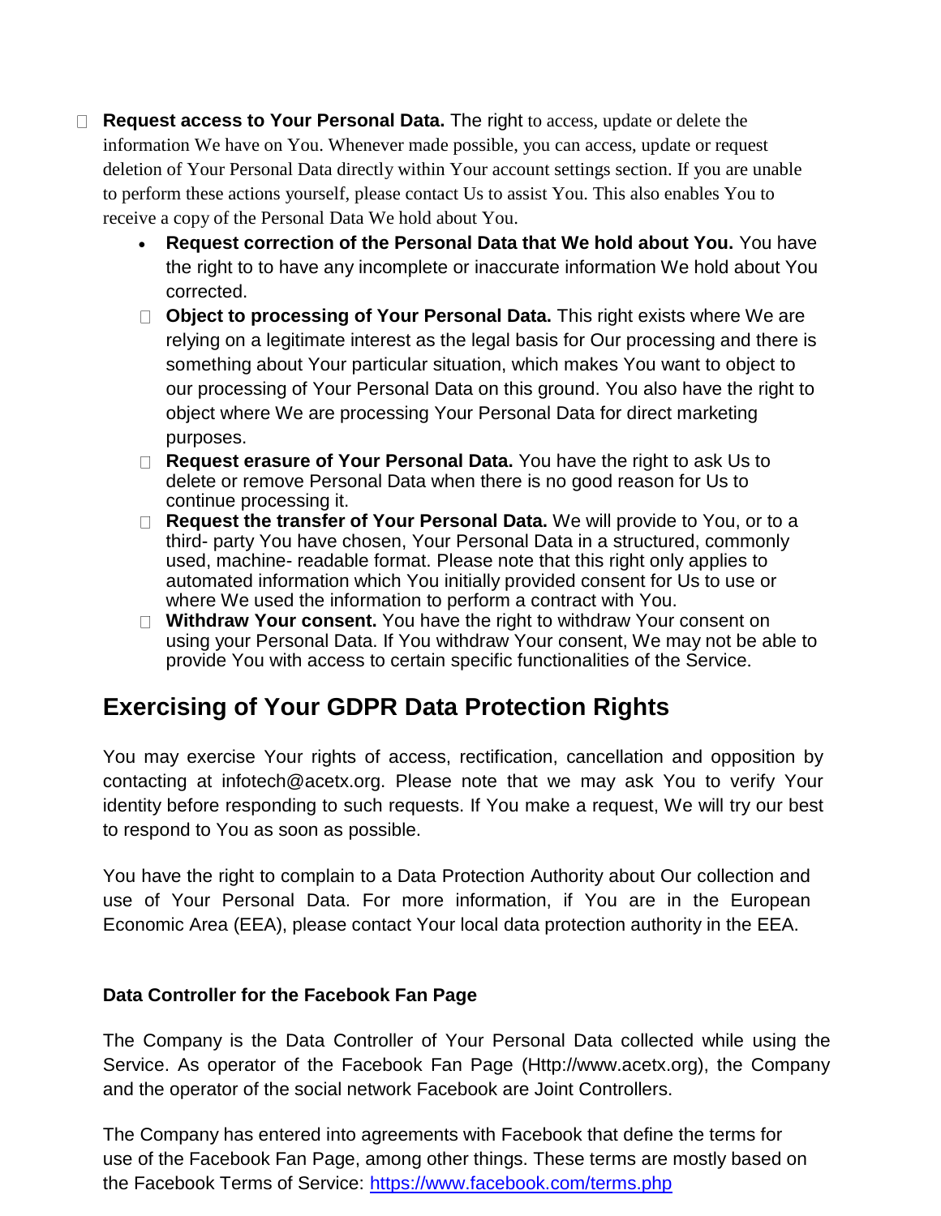- **Request access to Your Personal Data.** The right to access, update or delete the information We have on You. Whenever made possible, you can access, update or request deletion of Your Personal Data directly within Your account settings section. If you are unable to perform these actions yourself, please contact Us to assist You. This also enables You to receive a copy of the Personal Data We hold about You.
    - **Request correction of the Personal Data that We hold about You.** You have the right to to have any incomplete or inaccurate information We hold about You corrected.
    - **Object to processing of Your Personal Data.** This right exists where We are relying on a legitimate interest as the legal basis for Our processing and there is something about Your particular situation, which makes You want to object to our processing of Your Personal Data on this ground. You also have the right to object where We are processing Your Personal Data for direct marketing purposes.
    - **Request erasure of Your Personal Data.** You have the right to ask Us to delete or remove Personal Data when there is no good reason for Us to continue processing it.
    - **Request the transfer of Your Personal Data.** We will provide to You, or to a third- party You have chosen, Your Personal Data in a structured, commonly used, machine- readable format. Please note that this right only applies to automated information which You initially provided consent for Us to use or where We used the information to perform a contract with You.
    - **Withdraw Your consent.** You have the right to withdraw Your consent on using your Personal Data. If You withdraw Your consent, We may not be able to provide You with access to certain specific functionalities of the Service.

## Exercising of Your GDPR Data Protection Rights

You may exercise Your rights of access, rectification, cancellation and opposition by contacting at infotech@acetx.org. Please note that we may ask You to verify Your identity before responding to such requests. If You make a request, We will try our best to respond to You as soon as possible.

You have the right to complain to a Data Protection Authority about Our collection and use of Your Personal Data. For more information, if You are in the European Economic Area (EEA), please contact Your local data protection authority in the EEA.

**Data Controller for the Facebook Fan Page**

The Company is the Data Controller of Your Personal Data collected while using the Service. As operator of the Facebook Fan Page (Http://www.acetx.org), the Company and the operator of the social network Facebook are Joint Controllers.

The Company has entered into agreements with Facebook that define the terms for use of the Facebook Fan Page, among other things. These terms are mostly based on the Facebook Terms of Service: [https://www.facebook.com/terms.php](https://www.facebook.com/terms.php)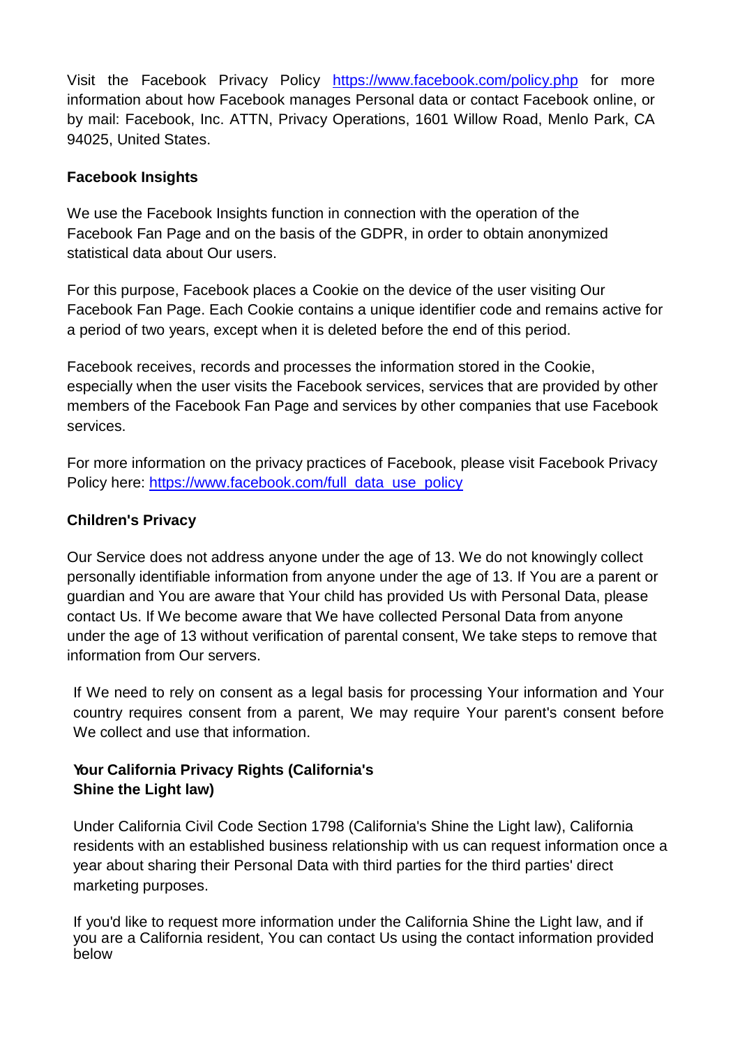Visit the Facebook Privacy Policy [https://www.facebook.com/policy.php](https://www.facebook.com/policy.php) for more information about how Facebook manages Personal data or contact Facebook online, or by mail: Facebook, Inc. ATTN, Privacy Operations, 1601 Willow Road, Menlo Park, CA 94025, United States.

**Facebook Insights**

We use the Facebook Insights function in connection with the operation of the Facebook Fan Page and on the basis of the GDPR, in order to obtain anonymized statistical data about Our users.

For this purpose, Facebook places a Cookie on the device of the user visiting Our Facebook Fan Page. Each Cookie contains a unique identifier code and remains active for a period of two years, except when it is deleted before the end of this period.

Facebook receives, records and processes the information stored in the Cookie, especially when the user visits the Facebook services, services that are provided by other members of the Facebook Fan Page and services by other companies that use Facebook services.

For more information on the privacy practices of Facebook, please visit Facebook Privacy Policy here: [https://www.facebook.com/full_data_use_policy](https://www.facebook.com/full_data_use_policy)

**Children's Privacy**

Our Service does not address anyone under the age of 13. We do not knowingly collect personally identifiable information from anyone under the age of 13. If You are a parent or guardian and You are aware that Your child has provided Us with Personal Data, please contact Us. If We become aware that We have collected Personal Data from anyone under the age of 13 without verification of parental consent, We take steps to remove that information from Our servers.

If We need to rely on consent as a legal basis for processing Your information and Your country requires consent from a parent, We may require Your parent's consent before We collect and use that information.

**Your California Privacy Rights (California's Shine the Light law)**

Under California Civil Code Section 1798 (California's Shine the Light law), California residents with an established business relationship with us can request information once a year about sharing their Personal Data with third parties for the third parties' direct marketing purposes.

If you'd like to request more information under the California Shine the Light law, and if you are a California resident, You can contact Us using the contact information provided below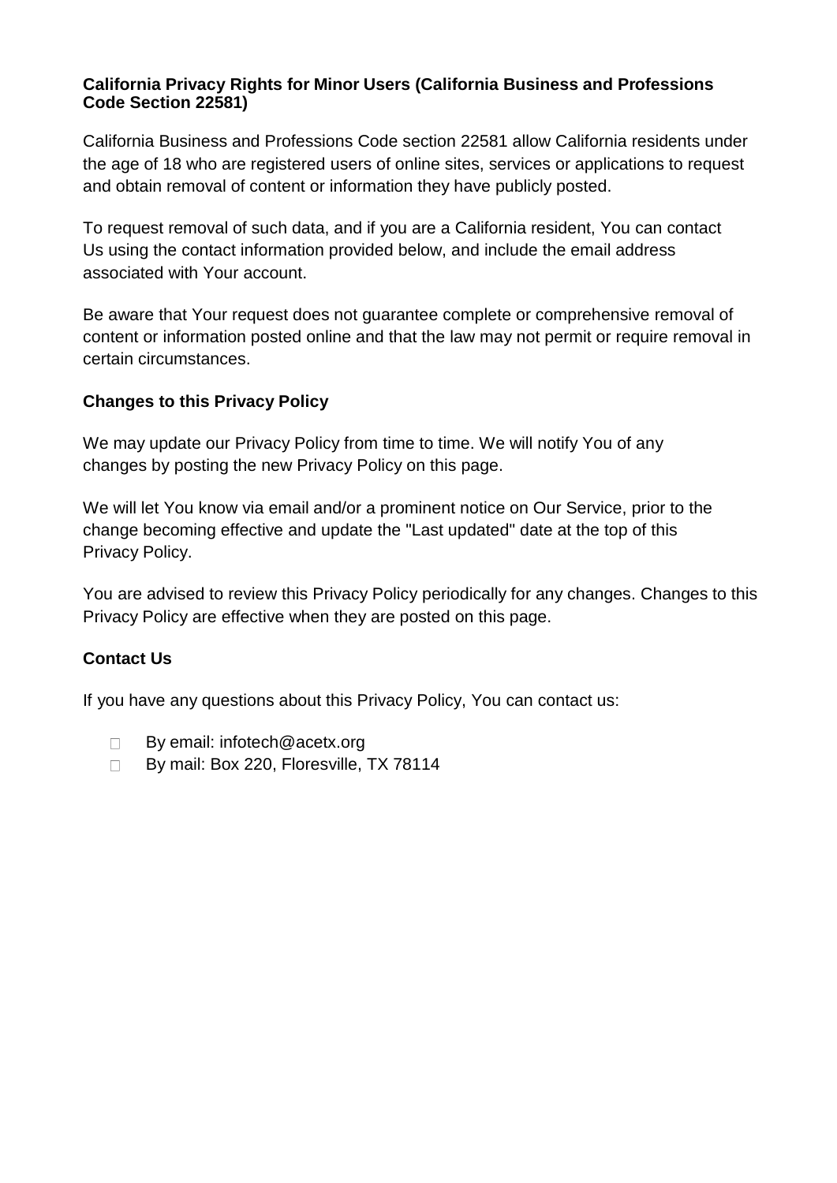### California Privacy Rights for Minor Users (California Business and Professions Code Section 22581)

California Business and Professions Code section 22581 allow California residents under the age of 18 who are registered users of online sites, services or applications to request and obtain removal of content or information they have publicly posted.

To request removal of such data, and if you are a California resident, You can contact Us using the contact information provided below, and include the email address associated with Your account.

Be aware that Your request does not guarantee complete or comprehensive removal of content or information posted online and that the law may not permit or require removal in certain circumstances.

### Changes to this Privacy Policy

We may update our Privacy Policy from time to time. We will notify You of any changes by posting the new Privacy Policy on this page.

We will let You know via email and/or a prominent notice on Our Service, prior to the change becoming effective and update the "Last updated" date at the top of this Privacy Policy.

You are advised to review this Privacy Policy periodically for any changes. Changes to this Privacy Policy are effective when they are posted on this page.

### Contact Us

If you have any questions about this Privacy Policy, You can contact us:

- By email: infotech@acetx.org
- By mail: Box 220, Floresville, TX 78114